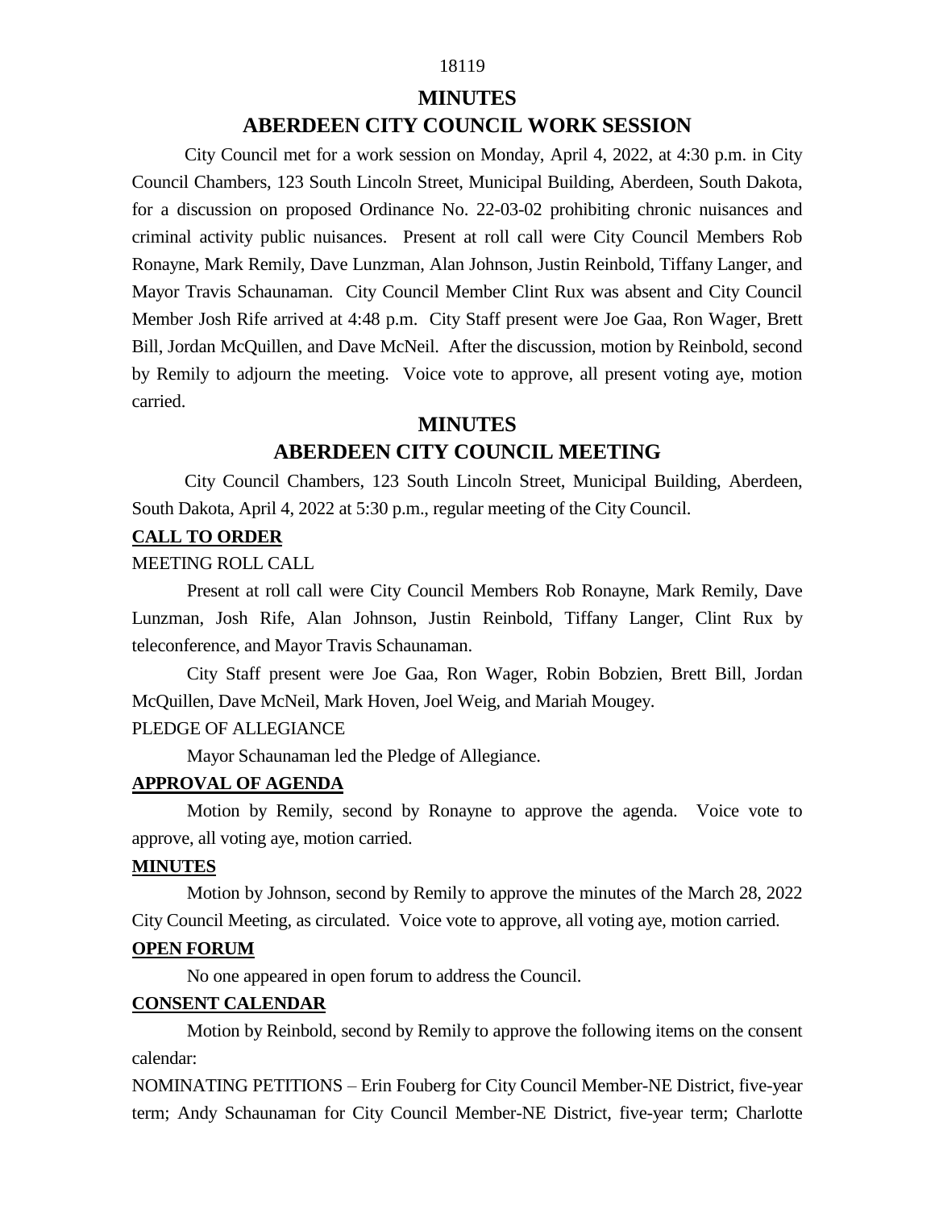# MINUTES

# ABERDEEN CITY COUNCIL WORK SESSION

City Council met for a work session on Monday, April 4, 2022, at 4:30 p.m. in City Council Chambers, 123 South Lincoln Street, Municipal Building, Aberdeen, South Dakota, for a discussion on proposed Ordinance No. 22-03-02 prohibiting chronic nuisances and criminal activity public nuisances. Present at roll call were City Council Members Rob Ronayne, Mark Remily, Dave Lunzman, Alan Johnson, Justin Reinbold, Tiffany Langer, and Mayor Travis Schaunaman. City Council Member Clint Rux was absent and City Council Member Josh Rife arrived at 4:48 p.m. City Staff present were Joe Gaa, Ron Wager, Brett Bill, Jordan McQuillen, and Dave McNeil. After the discussion, motion by Reinbold, second by Remily to adjourn the meeting. Voice vote to approve, all present voting aye, motion carried.

# MINUTES

# ABERDEEN CITY COUNCIL MEETING

City Council Chambers, 123 South Lincoln Street, Municipal Building, Aberdeen, South Dakota, April 4, 2022 at 5:30 p.m., regular meeting of the City Council.

## CALL TO ORDER

MEETING ROLL CALL

Present at roll call were City Council Members Rob Ronayne, Mark Remily, Dave Lunzman, Josh Rife, Alan Johnson, Justin Reinbold, Tiffany Langer, Clint Rux by teleconference, and Mayor Travis Schaunaman.

City Staff present were Joe Gaa, Ron Wager, Robin Bobzien, Brett Bill, Jordan McQuillen, Dave McNeil, Mark Hoven, Joel Weig, and Mariah Mougey.

PLEDGE OF ALLEGIANCE

Mayor Schaunaman led the Pledge of Allegiance.

## APPROVAL OF AGENDA

Motion by Remily, second by Ronayne to approve the agenda. Voice vote to approve, all voting aye, motion carried.

## MINUTES

Motion by Johnson, second by Remily to approve the minutes of the March 28, 2022 City Council Meeting, as circulated. Voice vote to approve, all voting aye, motion carried.

## OPEN FORUM

No one appeared in open forum to address the Council.

## CONSENT CALENDAR

Motion by Reinbold, second by Remily to approve the following items on the consent calendar:

NOMINATING PETITIONS – Erin Fouberg for City Council Member-NE District, five-year term; Andy Schaunaman for City Council Member-NE District, five-year term; Charlotte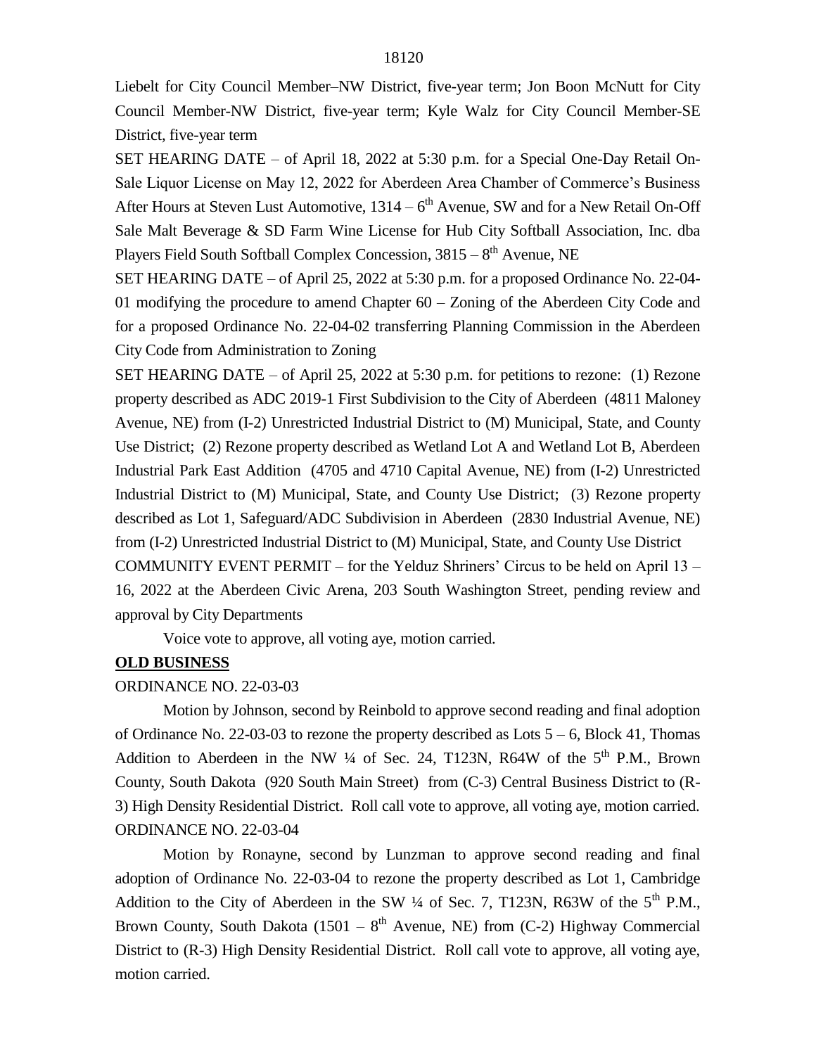Liebelt for City Council Member–NW District, five-year term; Jon Boon McNutt for City Council Member-NW District, five-year term; Kyle Walz for City Council Member-SE District, five-year term

SET HEARING DATE – of April 18, 2022 at 5:30 p.m. for a Special One-Day Retail On-Sale Liquor License on May 12, 2022 for Aberdeen Area Chamber of Commerce's Business After Hours at Steven Lust Automotive, 1314 – 6th Avenue, SW and for a New Retail On-Off Sale Malt Beverage & SD Farm Wine License for Hub City Softball Association, Inc. dba Players Field South Softball Complex Concession, 3815 – 8th Avenue, NE

SET HEARING DATE – of April 25, 2022 at 5:30 p.m. for a proposed Ordinance No. 22-04-01 modifying the procedure to amend Chapter 60 – Zoning of the Aberdeen City Code and for a proposed Ordinance No. 22-04-02 transferring Planning Commission in the Aberdeen City Code from Administration to Zoning

SET HEARING DATE – of April 25, 2022 at 5:30 p.m. for petitions to rezone: (1) Rezone property described as ADC 2019-1 First Subdivision to the City of Aberdeen (4811 Maloney Avenue, NE) from (I-2) Unrestricted Industrial District to (M) Municipal, State, and County Use District; (2) Rezone property described as Wetland Lot A and Wetland Lot B, Aberdeen Industrial Park East Addition (4705 and 4710 Capital Avenue, NE) from (I-2) Unrestricted Industrial District to (M) Municipal, State, and County Use District; (3) Rezone property described as Lot 1, Safeguard/ADC Subdivision in Aberdeen (2830 Industrial Avenue, NE) from (I-2) Unrestricted Industrial District to (M) Municipal, State, and County Use District

COMMUNITY EVENT PERMIT – for the Yelduz Shriners' Circus to be held on April 13 – 16, 2022 at the Aberdeen Civic Arena, 203 South Washington Street, pending review and approval by City Departments

Voice vote to approve, all voting aye, motion carried.

**OLD BUSINESS**

ORDINANCE NO. 22-03-03

Motion by Johnson, second by Reinbold to approve second reading and final adoption of Ordinance No. 22-03-03 to rezone the property described as Lots 5 – 6, Block 41, Thomas Addition to Aberdeen in the NW ¼ of Sec. 24, T123N, R64W of the 5th P.M., Brown County, South Dakota (920 South Main Street) from (C-3) Central Business District to (R-3) High Density Residential District. Roll call vote to approve, all voting aye, motion carried.

ORDINANCE NO. 22-03-04

Motion by Ronayne, second by Lunzman to approve second reading and final adoption of Ordinance No. 22-03-04 to rezone the property described as Lot 1, Cambridge Addition to the City of Aberdeen in the SW ¼ of Sec. 7, T123N, R63W of the 5th P.M., Brown County, South Dakota (1501 – 8th Avenue, NE) from (C-2) Highway Commercial District to (R-3) High Density Residential District. Roll call vote to approve, all voting aye, motion carried.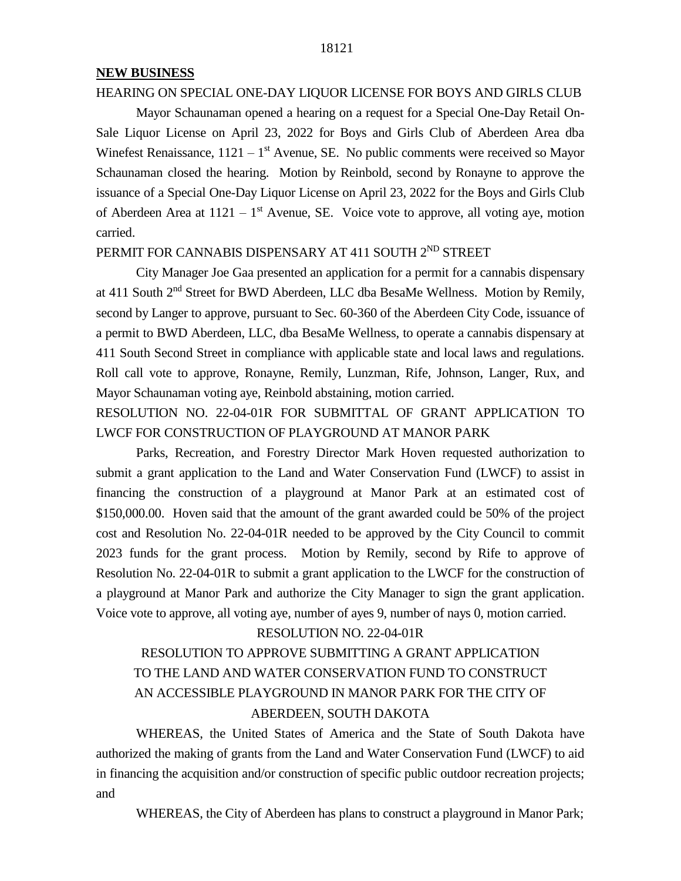## NEW BUSINESS

HEARING ON SPECIAL ONE-DAY LIQUOR LICENSE FOR BOYS AND GIRLS CLUB

Mayor Schaunaman opened a hearing on a request for a Special One-Day Retail On-Sale Liquor License on April 23, 2022 for Boys and Girls Club of Aberdeen Area dba Winefest Renaissance, 1121 – 1st Avenue, SE. No public comments were received so Mayor Schaunaman closed the hearing. Motion by Reinbold, second by Ronayne to approve the issuance of a Special One-Day Liquor License on April 23, 2022 for the Boys and Girls Club of Aberdeen Area at 1121 – 1st Avenue, SE. Voice vote to approve, all voting aye, motion carried.

PERMIT FOR CANNABIS DISPENSARY AT 411 SOUTH 2ND STREET

City Manager Joe Gaa presented an application for a permit for a cannabis dispensary at 411 South 2nd Street for BWD Aberdeen, LLC dba BesaMe Wellness. Motion by Remily, second by Langer to approve, pursuant to Sec. 60-360 of the Aberdeen City Code, issuance of a permit to BWD Aberdeen, LLC, dba BesaMe Wellness, to operate a cannabis dispensary at 411 South Second Street in compliance with applicable state and local laws and regulations. Roll call vote to approve, Ronayne, Remily, Lunzman, Rife, Johnson, Langer, Rux, and Mayor Schaunaman voting aye, Reinbold abstaining, motion carried.

RESOLUTION NO. 22-04-01R FOR SUBMITTAL OF GRANT APPLICATION TO LWCF FOR CONSTRUCTION OF PLAYGROUND AT MANOR PARK

Parks, Recreation, and Forestry Director Mark Hoven requested authorization to submit a grant application to the Land and Water Conservation Fund (LWCF) to assist in financing the construction of a playground at Manor Park at an estimated cost of $150,000.00. Hoven said that the amount of the grant awarded could be 50% of the project cost and Resolution No. 22-04-01R needed to be approved by the City Council to commit 2023 funds for the grant process. Motion by Remily, second by Rife to approve of Resolution No. 22-04-01R to submit a grant application to the LWCF for the construction of a playground at Manor Park and authorize the City Manager to sign the grant application. Voice vote to approve, all voting aye, number of ayes 9, number of nays 0, motion carried.

RESOLUTION NO. 22-04-01R

RESOLUTION TO APPROVE SUBMITTING A GRANT APPLICATION TO THE LAND AND WATER CONSERVATION FUND TO CONSTRUCT AN ACCESSIBLE PLAYGROUND IN MANOR PARK FOR THE CITY OF ABERDEEN, SOUTH DAKOTA

WHEREAS, the United States of America and the State of South Dakota have authorized the making of grants from the Land and Water Conservation Fund (LWCF) to aid in financing the acquisition and/or construction of specific public outdoor recreation projects; and

WHEREAS, the City of Aberdeen has plans to construct a playground in Manor Park;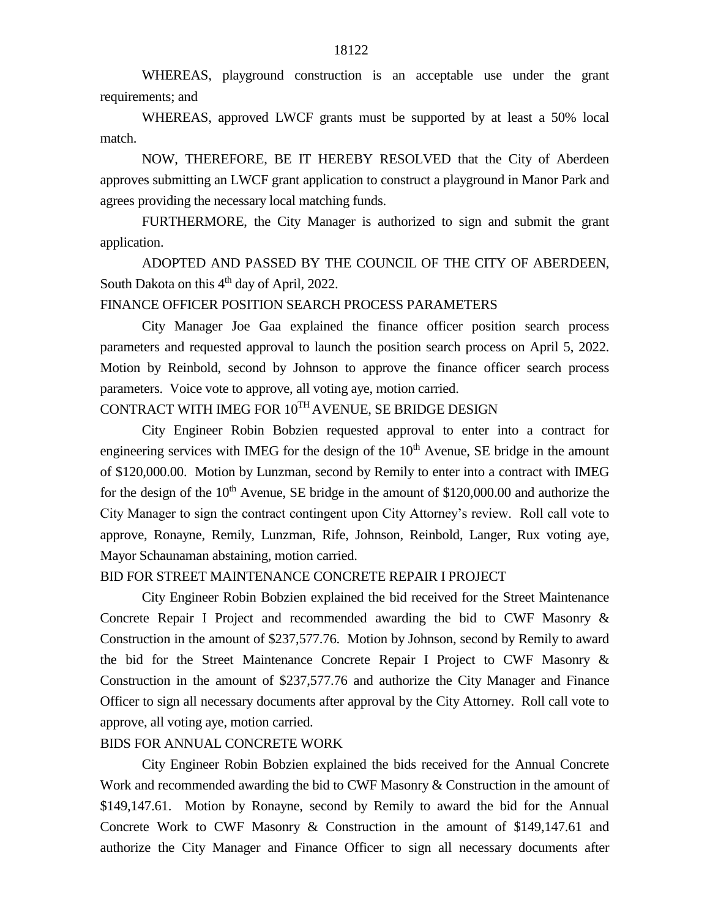WHEREAS, playground construction is an acceptable use under the grant requirements; and

WHEREAS, approved LWCF grants must be supported by at least a 50% local match.

NOW, THEREFORE, BE IT HEREBY RESOLVED that the City of Aberdeen approves submitting an LWCF grant application to construct a playground in Manor Park and agrees providing the necessary local matching funds.

FURTHERMORE, the City Manager is authorized to sign and submit the grant application.

ADOPTED AND PASSED BY THE COUNCIL OF THE CITY OF ABERDEEN, South Dakota on this 4th day of April, 2022.

FINANCE OFFICER POSITION SEARCH PROCESS PARAMETERS

City Manager Joe Gaa explained the finance officer position search process parameters and requested approval to launch the position search process on April 5, 2022. Motion by Reinbold, second by Johnson to approve the finance officer search process parameters. Voice vote to approve, all voting aye, motion carried.

CONTRACT WITH IMEG FOR 10TH AVENUE, SE BRIDGE DESIGN

City Engineer Robin Bobzien requested approval to enter into a contract for engineering services with IMEG for the design of the 10th Avenue, SE bridge in the amount of $120,000.00. Motion by Lunzman, second by Remily to enter into a contract with IMEG for the design of the 10th Avenue, SE bridge in the amount of $120,000.00 and authorize the City Manager to sign the contract contingent upon City Attorney's review. Roll call vote to approve, Ronayne, Remily, Lunzman, Rife, Johnson, Reinbold, Langer, Rux voting aye, Mayor Schaunaman abstaining, motion carried.

BID FOR STREET MAINTENANCE CONCRETE REPAIR I PROJECT

City Engineer Robin Bobzien explained the bid received for the Street Maintenance Concrete Repair I Project and recommended awarding the bid to CWF Masonry & Construction in the amount of $237,577.76. Motion by Johnson, second by Remily to award the bid for the Street Maintenance Concrete Repair I Project to CWF Masonry & Construction in the amount of $237,577.76 and authorize the City Manager and Finance Officer to sign all necessary documents after approval by the City Attorney. Roll call vote to approve, all voting aye, motion carried.

BIDS FOR ANNUAL CONCRETE WORK

City Engineer Robin Bobzien explained the bids received for the Annual Concrete Work and recommended awarding the bid to CWF Masonry & Construction in the amount of $149,147.61. Motion by Ronayne, second by Remily to award the bid for the Annual Concrete Work to CWF Masonry & Construction in the amount of $149,147.61 and authorize the City Manager and Finance Officer to sign all necessary documents after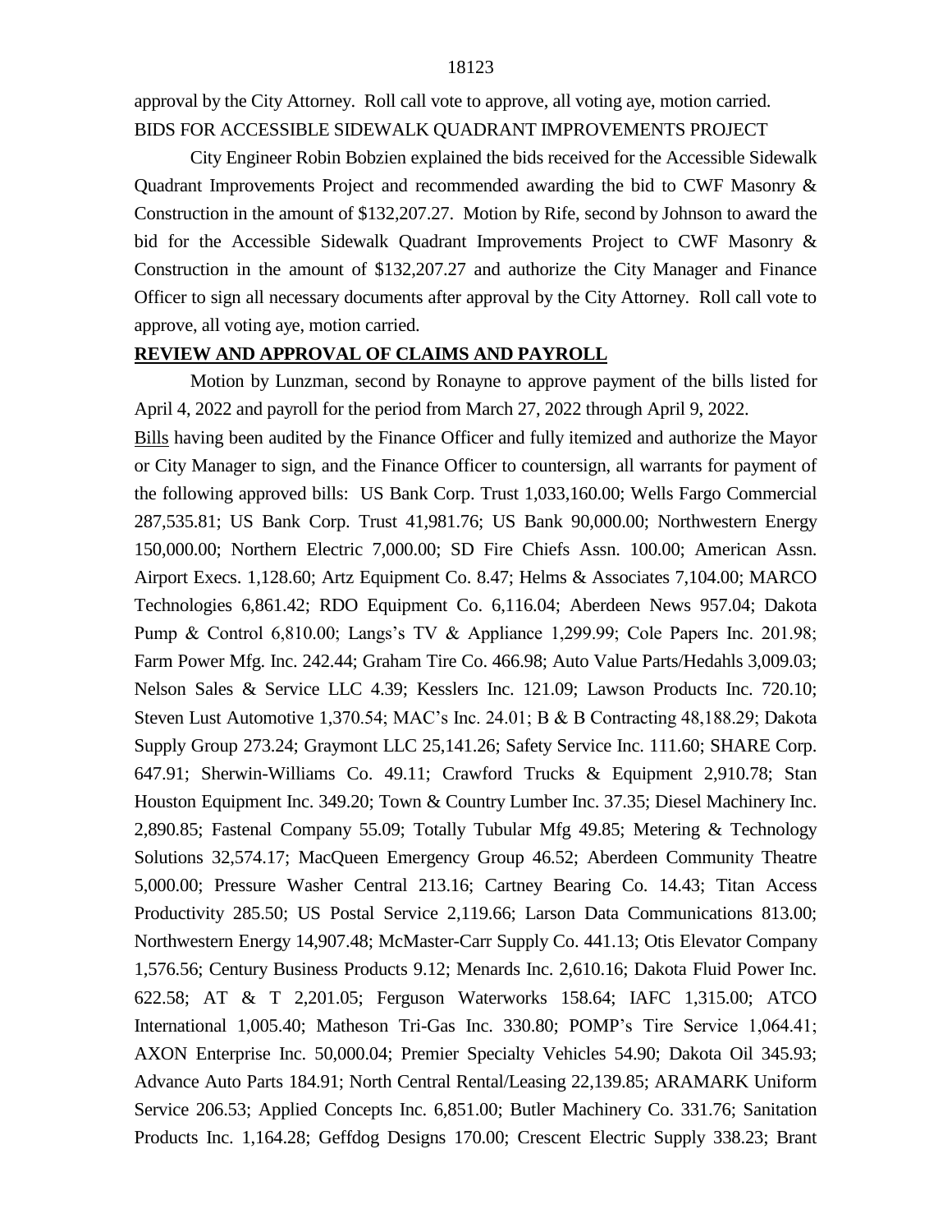approval by the City Attorney. Roll call vote to approve, all voting aye, motion carried.

BIDS FOR ACCESSIBLE SIDEWALK QUADRANT IMPROVEMENTS PROJECT

City Engineer Robin Bobzien explained the bids received for the Accessible Sidewalk Quadrant Improvements Project and recommended awarding the bid to CWF Masonry & Construction in the amount of $132,207.27. Motion by Rife, second by Johnson to award the bid for the Accessible Sidewalk Quadrant Improvements Project to CWF Masonry & Construction in the amount of $132,207.27 and authorize the City Manager and Finance Officer to sign all necessary documents after approval by the City Attorney. Roll call vote to approve, all voting aye, motion carried.

**REVIEW AND APPROVAL OF CLAIMS AND PAYROLL**

Motion by Lunzman, second by Ronayne to approve payment of the bills listed for April 4, 2022 and payroll for the period from March 27, 2022 through April 9, 2022.

Bills having been audited by the Finance Officer and fully itemized and authorize the Mayor or City Manager to sign, and the Finance Officer to countersign, all warrants for payment of the following approved bills: US Bank Corp. Trust 1,033,160.00; Wells Fargo Commercial 287,535.81; US Bank Corp. Trust 41,981.76; US Bank 90,000.00; Northwestern Energy 150,000.00; Northern Electric 7,000.00; SD Fire Chiefs Assn. 100.00; American Assn. Airport Execs. 1,128.60; Artz Equipment Co. 8.47; Helms & Associates 7,104.00; MARCO Technologies 6,861.42; RDO Equipment Co. 6,116.04; Aberdeen News 957.04; Dakota Pump & Control 6,810.00; Langs's TV & Appliance 1,299.99; Cole Papers Inc. 201.98; Farm Power Mfg. Inc. 242.44; Graham Tire Co. 466.98; Auto Value Parts/Hedahls 3,009.03; Nelson Sales & Service LLC 4.39; Kesslers Inc. 121.09; Lawson Products Inc. 720.10; Steven Lust Automotive 1,370.54; MAC's Inc. 24.01; B & B Contracting 48,188.29; Dakota Supply Group 273.24; Graymont LLC 25,141.26; Safety Service Inc. 111.60; SHARE Corp. 647.91; Sherwin-Williams Co. 49.11; Crawford Trucks & Equipment 2,910.78; Stan Houston Equipment Inc. 349.20; Town & Country Lumber Inc. 37.35; Diesel Machinery Inc. 2,890.85; Fastenal Company 55.09; Totally Tubular Mfg 49.85; Metering & Technology Solutions 32,574.17; MacQueen Emergency Group 46.52; Aberdeen Community Theatre 5,000.00; Pressure Washer Central 213.16; Cartney Bearing Co. 14.43; Titan Access Productivity 285.50; US Postal Service 2,119.66; Larson Data Communications 813.00; Northwestern Energy 14,907.48; McMaster-Carr Supply Co. 441.13; Otis Elevator Company 1,576.56; Century Business Products 9.12; Menards Inc. 2,610.16; Dakota Fluid Power Inc. 622.58; AT & T 2,201.05; Ferguson Waterworks 158.64; IAFC 1,315.00; ATCO International 1,005.40; Matheson Tri-Gas Inc. 330.80; POMP's Tire Service 1,064.41; AXON Enterprise Inc. 50,000.04; Premier Specialty Vehicles 54.90; Dakota Oil 345.93; Advance Auto Parts 184.91; North Central Rental/Leasing 22,139.85; ARAMARK Uniform Service 206.53; Applied Concepts Inc. 6,851.00; Butler Machinery Co. 331.76; Sanitation Products Inc. 1,164.28; Geffdog Designs 170.00; Crescent Electric Supply 338.23; Brant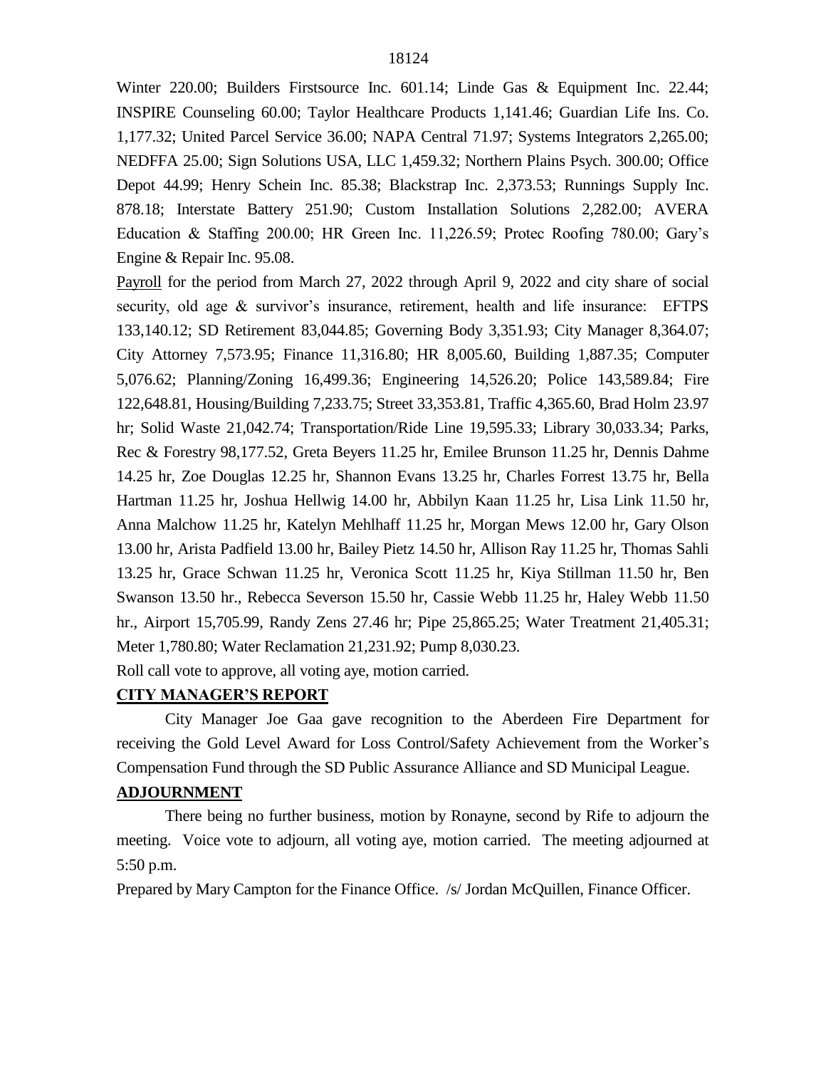Winter 220.00; Builders Firstsource Inc. 601.14; Linde Gas & Equipment Inc. 22.44; INSPIRE Counseling 60.00; Taylor Healthcare Products 1,141.46; Guardian Life Ins. Co. 1,177.32; United Parcel Service 36.00; NAPA Central 71.97; Systems Integrators 2,265.00; NEDFFA 25.00; Sign Solutions USA, LLC 1,459.32; Northern Plains Psych. 300.00; Office Depot 44.99; Henry Schein Inc. 85.38; Blackstrap Inc. 2,373.53; Runnings Supply Inc. 878.18; Interstate Battery 251.90; Custom Installation Solutions 2,282.00; AVERA Education & Staffing 200.00; HR Green Inc. 11,226.59; Protec Roofing 780.00; Gary's Engine & Repair Inc. 95.08.

Payroll for the period from March 27, 2022 through April 9, 2022 and city share of social security, old age & survivor's insurance, retirement, health and life insurance: EFTPS 133,140.12; SD Retirement 83,044.85; Governing Body 3,351.93; City Manager 8,364.07; City Attorney 7,573.95; Finance 11,316.80; HR 8,005.60, Building 1,887.35; Computer 5,076.62; Planning/Zoning 16,499.36; Engineering 14,526.20; Police 143,589.84; Fire 122,648.81, Housing/Building 7,233.75; Street 33,353.81, Traffic 4,365.60, Brad Holm 23.97 hr; Solid Waste 21,042.74; Transportation/Ride Line 19,595.33; Library 30,033.34; Parks, Rec & Forestry 98,177.52, Greta Beyers 11.25 hr, Emilee Brunson 11.25 hr, Dennis Dahme 14.25 hr, Zoe Douglas 12.25 hr, Shannon Evans 13.25 hr, Charles Forrest 13.75 hr, Bella Hartman 11.25 hr, Joshua Hellwig 14.00 hr, Abbilyn Kaan 11.25 hr, Lisa Link 11.50 hr, Anna Malchow 11.25 hr, Katelyn Mehlhaff 11.25 hr, Morgan Mews 12.00 hr, Gary Olson 13.00 hr, Arista Padfield 13.00 hr, Bailey Pietz 14.50 hr, Allison Ray 11.25 hr, Thomas Sahli 13.25 hr, Grace Schwan 11.25 hr, Veronica Scott 11.25 hr, Kiya Stillman 11.50 hr, Ben Swanson 13.50 hr., Rebecca Severson 15.50 hr, Cassie Webb 11.25 hr, Haley Webb 11.50 hr., Airport 15,705.99, Randy Zens 27.46 hr; Pipe 25,865.25; Water Treatment 21,405.31; Meter 1,780.80; Water Reclamation 21,231.92; Pump 8,030.23.

Roll call vote to approve, all voting aye, motion carried.

**CITY MANAGER'S REPORT**

City Manager Joe Gaa gave recognition to the Aberdeen Fire Department for receiving the Gold Level Award for Loss Control/Safety Achievement from the Worker's Compensation Fund through the SD Public Assurance Alliance and SD Municipal League.

**ADJOURNMENT**

There being no further business, motion by Ronayne, second by Rife to adjourn the meeting. Voice vote to adjourn, all voting aye, motion carried. The meeting adjourned at 5:50 p.m.

Prepared by Mary Campton for the Finance Office. /s/ Jordan McQuillen, Finance Officer.